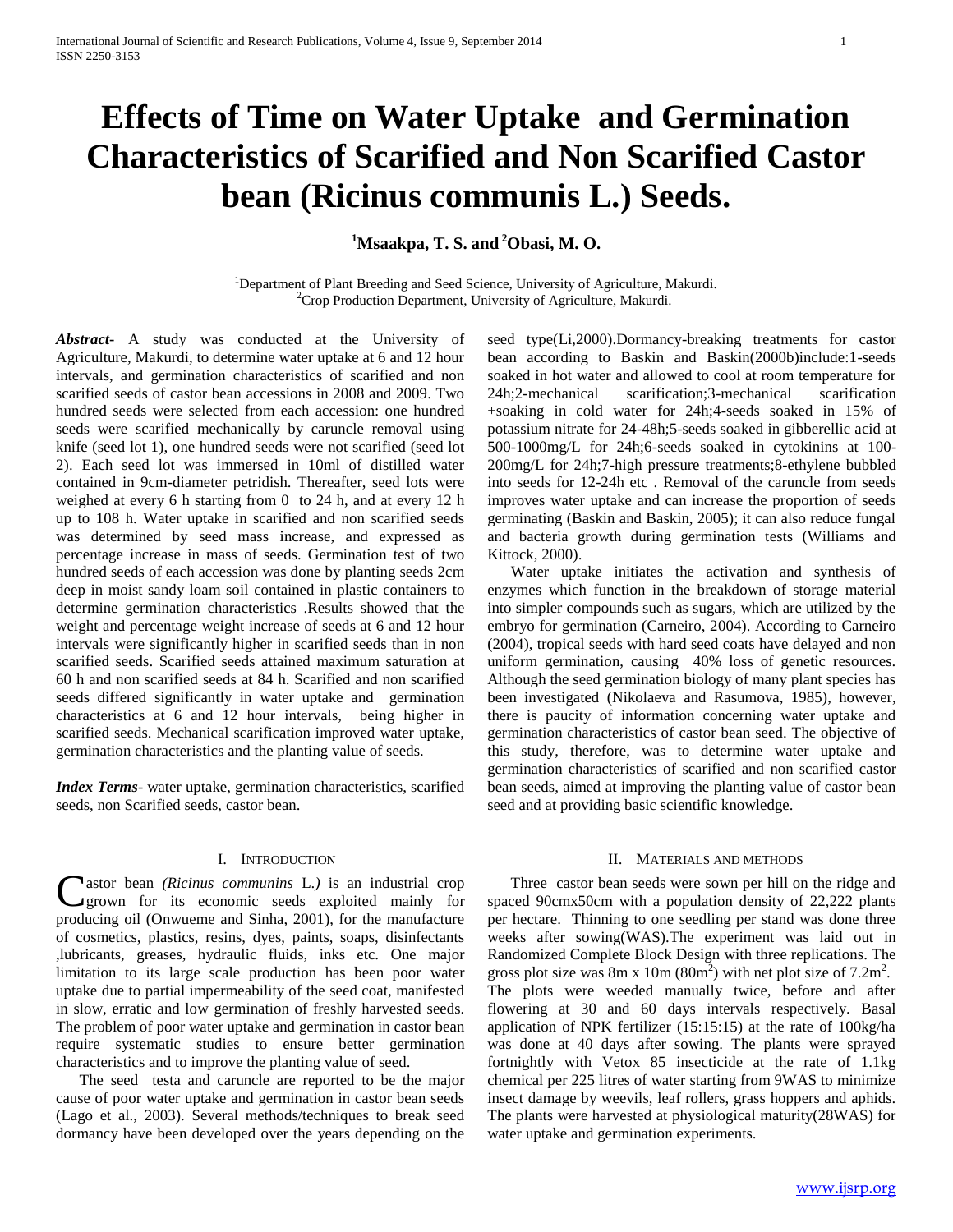# Effects of Time on Water Uptake and Germination Characteristics of Scarified and Non Scarified Castor bean (Ricinus communis L.) Seeds.

**[1]Msaakpa, T. S. and [2]Obasi, M. O.**

[1]Department of Plant Breeding and Seed Science, University of Agriculture, Makurdi.
[2]Crop Production Department, University of Agriculture, Makurdi.

***Abstract***- A study was conducted at the University of Agriculture, Makurdi, to determine water uptake at 6 and 12 hour intervals, and germination characteristics of scarified and non scarified seeds of castor bean accessions in 2008 and 2009. Two hundred seeds were selected from each accession: one hundred seeds were scarified mechanically by caruncle removal using knife (seed lot 1), one hundred seeds were not scarified (seed lot 2). Each seed lot was immersed in 10ml of distilled water contained in 9cm-diameter petridish. Thereafter, seed lots were weighed at every 6 h starting from 0 to 24 h, and at every 12 h up to 108 h. Water uptake in scarified and non scarified seeds was determined by seed mass increase, and expressed as percentage increase in mass of seeds. Germination test of two hundred seeds of each accession was done by planting seeds 2cm deep in moist sandy loam soil contained in plastic containers to determine germination characteristics .Results showed that the weight and percentage weight increase of seeds at 6 and 12 hour intervals were significantly higher in scarified seeds than in non scarified seeds. Scarified seeds attained maximum saturation at 60 h and non scarified seeds at 84 h. Scarified and non scarified seeds differed significantly in water uptake and germination characteristics at 6 and 12 hour intervals, being higher in scarified seeds. Mechanical scarification improved water uptake, germination characteristics and the planting value of seeds.

***Index Terms***- water uptake, germination characteristics, scarified seeds, non Scarified seeds, castor bean.

## I. Introduction

Castor bean *(Ricinus communins* L.*)* is an industrial crop grown for its economic seeds exploited mainly for producing oil (Onwueme and Sinha, 2001), for the manufacture of cosmetics, plastics, resins, dyes, paints, soaps, disinfectants ,lubricants, greases, hydraulic fluids, inks etc. One major limitation to its large scale production has been poor water uptake due to partial impermeability of the seed coat, manifested in slow, erratic and low germination of freshly harvested seeds. The problem of poor water uptake and germination in castor bean require systematic studies to ensure better germination characteristics and to improve the planting value of seed.

The seed testa and caruncle are reported to be the major cause of poor water uptake and germination in castor bean seeds (Lago et al., 2003). Several methods/techniques to break seed dormancy have been developed over the years depending on the seed type(Li,2000).Dormancy-breaking treatments for castor bean according to Baskin and Baskin(2000b)include:1-seeds soaked in hot water and allowed to cool at room temperature for 24h;2-mechanical scarification;3-mechanical scarification +soaking in cold water for 24h;4-seeds soaked in 15% of potassium nitrate for 24-48h;5-seeds soaked in gibberellic acid at 500-1000mg/L for 24h;6-seeds soaked in cytokinins at 100-200mg/L for 24h;7-high pressure treatments;8-ethylene bubbled into seeds for 12-24h etc . Removal of the caruncle from seeds improves water uptake and can increase the proportion of seeds germinating (Baskin and Baskin, 2005); it can also reduce fungal and bacteria growth during germination tests (Williams and Kittock, 2000).

Water uptake initiates the activation and synthesis of enzymes which function in the breakdown of storage material into simpler compounds such as sugars, which are utilized by the embryo for germination (Carneiro, 2004). According to Carneiro (2004), tropical seeds with hard seed coats have delayed and non uniform germination, causing 40% loss of genetic resources. Although the seed germination biology of many plant species has been investigated (Nikolaeva and Rasumova, 1985), however, there is paucity of information concerning water uptake and germination characteristics of castor bean seed. The objective of this study, therefore, was to determine water uptake and germination characteristics of scarified and non scarified castor bean seeds, aimed at improving the planting value of castor bean seed and at providing basic scientific knowledge.

## II. Materials and Methods

Three castor bean seeds were sown per hill on the ridge and spaced 90cmx50cm with a population density of 22,222 plants per hectare. Thinning to one seedling per stand was done three weeks after sowing(WAS).The experiment was laid out in Randomized Complete Block Design with three replications. The gross plot size was 8m x 10m (80m$^2$) with net plot size of 7.2m$^2$. The plots were weeded manually twice, before and after flowering at 30 and 60 days intervals respectively. Basal application of NPK fertilizer (15:15:15) at the rate of 100kg/ha was done at 40 days after sowing. The plants were sprayed fortnightly with Vetox 85 insecticide at the rate of 1.1kg chemical per 225 litres of water starting from 9WAS to minimize insect damage by weevils, leaf rollers, grass hoppers and aphids. The plants were harvested at physiological maturity(28WAS) for water uptake and germination experiments.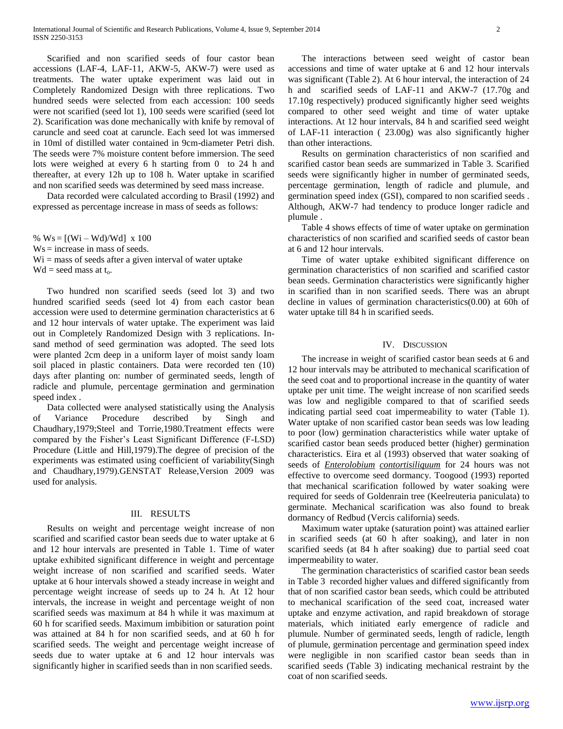Scarified and non scarified seeds of four castor bean accessions (LAF-4, LAF-11, AKW-5, AKW-7) were used as treatments. The water uptake experiment was laid out in Completely Randomized Design with three replications. Two hundred seeds were selected from each accession: 100 seeds were not scarified (seed lot 1), 100 seeds were scarified (seed lot 2). Scarification was done mechanically with knife by removal of caruncle and seed coat at caruncle. Each seed lot was immersed in 10ml of distilled water contained in 9cm-diameter Petri dish. The seeds were 7% moisture content before immersion. The seed lots were weighed at every 6 h starting from 0 to 24 h and thereafter, at every 12h up to 108 h. Water uptake in scarified and non scarified seeds was determined by seed mass increase.

Data recorded were calculated according to Brasil (1992) and expressed as percentage increase in mass of seeds as follows:

$\% W_s = [(W_i - W_d)/W_d] \times 100$

$W_s$ = increase in mass of seeds.

$W_i$ = mass of seeds after a given interval of water uptake

$W_d$ = seed mass at $t_o$.

Two hundred non scarified seeds (seed lot 3) and two hundred scarified seeds (seed lot 4) from each castor bean accession were used to determine germination characteristics at 6 and 12 hour intervals of water uptake. The experiment was laid out in Completely Randomized Design with 3 replications. In-sand method of seed germination was adopted. The seed lots were planted 2cm deep in a uniform layer of moist sandy loam soil placed in plastic containers. Data were recorded ten (10) days after planting on: number of germinated seeds, length of radicle and plumule, percentage germination and germination speed index .

Data collected were analysed statistically using the Analysis of Variance Procedure described by Singh and Chaudhary,1979;Steel and Torrie,1980.Treatment effects were compared by the Fisher's Least Significant Difference (F-LSD) Procedure (Little and Hill,1979).The degree of precision of the experiments was estimated using coefficient of variability(Singh and Chaudhary,1979).GENSTAT Release,Version 2009 was used for analysis.

## III. Results

Results on weight and percentage weight increase of non scarified and scarified castor bean seeds due to water uptake at 6 and 12 hour intervals are presented in Table 1. Time of water uptake exhibited significant difference in weight and percentage weight increase of non scarified and scarified seeds. Water uptake at 6 hour intervals showed a steady increase in weight and percentage weight increase of seeds up to 24 h. At 12 hour intervals, the increase in weight and percentage weight of non scarified seeds was maximum at 84 h while it was maximum at 60 h for scarified seeds. Maximum imbibition or saturation point was attained at 84 h for non scarified seeds, and at 60 h for scarified seeds. The weight and percentage weight increase of seeds due to water uptake at 6 and 12 hour intervals was significantly higher in scarified seeds than in non scarified seeds.

The interactions between seed weight of castor bean accessions and time of water uptake at 6 and 12 hour intervals was significant (Table 2). At 6 hour interval, the interaction of 24 h and scarified seeds of LAF-11 and AKW-7 (17.70g and 17.10g respectively) produced significantly higher seed weights compared to other seed weight and time of water uptake interactions. At 12 hour intervals, 84 h and scarified seed weight of LAF-11 interaction ( 23.00g) was also significantly higher than other interactions.

Results on germination characteristics of non scarified and scarified castor bean seeds are summarized in Table 3. Scarified seeds were significantly higher in number of germinated seeds, percentage germination, length of radicle and plumule, and germination speed index (GSI), compared to non scarified seeds . Although, AKW-7 had tendency to produce longer radicle and plumule .

Table 4 shows effects of time of water uptake on germination characteristics of non scarified and scarified seeds of castor bean at 6 and 12 hour intervals.

Time of water uptake exhibited significant difference on germination characteristics of non scarified and scarified castor bean seeds. Germination characteristics were significantly higher in scarified than in non scarified seeds. There was an abrupt decline in values of germination characteristics(0.00) at 60h of water uptake till 84 h in scarified seeds.

## IV. Discussion

The increase in weight of scarified castor bean seeds at 6 and 12 hour intervals may be attributed to mechanical scarification of the seed coat and to proportional increase in the quantity of water uptake per unit time. The weight increase of non scarified seeds was low and negligible compared to that of scarified seeds indicating partial seed coat impermeability to water (Table 1). Water uptake of non scarified castor bean seeds was low leading to poor (low) germination characteristics while water uptake of scarified castor bean seeds produced better (higher) germination characteristics. Eira et al (1993) observed that water soaking of seeds of ***Enterolobium contortisiliquum*** for 24 hours was not effective to overcome seed dormancy. Toogood (1993) reported that mechanical scarification followed by water soaking were required for seeds of Goldenrain tree (Keelreuteria paniculata) to germinate. Mechanical scarification was also found to break dormancy of Redbud (Vercis california) seeds.

Maximum water uptake (saturation point) was attained earlier in scarified seeds (at 60 h after soaking), and later in non scarified seeds (at 84 h after soaking) due to partial seed coat impermeability to water.

The germination characteristics of scarified castor bean seeds in Table 3 recorded higher values and differed significantly from that of non scarified castor bean seeds, which could be attributed to mechanical scarification of the seed coat, increased water uptake and enzyme activation, and rapid breakdown of storage materials, which initiated early emergence of radicle and plumule. Number of germinated seeds, length of radicle, length of plumule, germination percentage and germination speed index were negligible in non scarified castor bean seeds than in scarified seeds (Table 3) indicating mechanical restraint by the coat of non scarified seeds.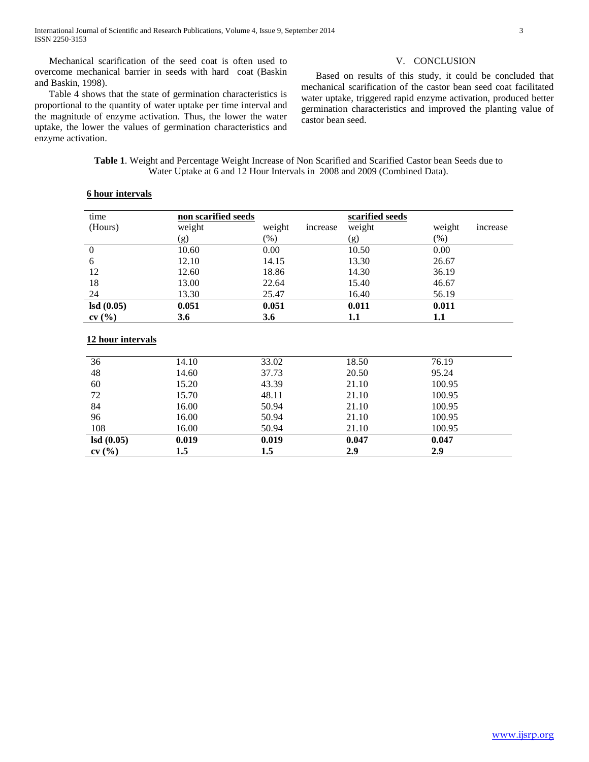Mechanical scarification of the seed coat is often used to overcome mechanical barrier in seeds with hard coat (Baskin and Baskin, 1998).

Table 4 shows that the state of germination characteristics is proportional to the quantity of water uptake per time interval and the magnitude of enzyme activation. Thus, the lower the water uptake, the lower the values of germination characteristics and enzyme activation.

## V. CONCLUSION

Based on results of this study, it could be concluded that mechanical scarification of the castor bean seed coat facilitated water uptake, triggered rapid enzyme activation, produced better germination characteristics and improved the planting value of castor bean seed.

**Table 1**. Weight and Percentage Weight Increase of Non Scarified and Scarified Castor bean Seeds due to Water Uptake at 6 and 12 Hour Intervals in 2008 and 2009 (Combined Data).

**6 hour intervals**

| time | **non scarified seeds** | | **scarified seeds** | |
|---|---|---|---|---|
| (Hours) | weight (g) | weight increase (%) | weight (g) | weight increase (%) |
| 0 | 10.60 | 0.00 | 10.50 | 0.00 |
| 6 | 12.10 | 14.15 | 13.30 | 26.67 |
| 12 | 12.60 | 18.86 | 14.30 | 36.19 |
| 18 | 13.00 | 22.64 | 15.40 | 46.67 |
| 24 | 13.30 | 25.47 | 16.40 | 56.19 |
| **lsd (0.05)** | **0.051** | **0.051** | **0.011** | **0.011** |
| **cv (%)** | **3.6** | **3.6** | **1.1** | **1.1** |

**12 hour intervals**

| time (Hours) | non scarified seeds weight (g) | non scarified seeds weight increase (%) | scarified seeds weight (g) | scarified seeds weight increase (%) |
|---|---|---|---|---|
| 36 | 14.10 | 33.02 | 18.50 | 76.19 |
| 48 | 14.60 | 37.73 | 20.50 | 95.24 |
| 60 | 15.20 | 43.39 | 21.10 | 100.95 |
| 72 | 15.70 | 48.11 | 21.10 | 100.95 |
| 84 | 16.00 | 50.94 | 21.10 | 100.95 |
| 96 | 16.00 | 50.94 | 21.10 | 100.95 |
| 108 | 16.00 | 50.94 | 21.10 | 100.95 |
| **lsd (0.05)** | **0.019** | **0.019** | **0.047** | **0.047** |
| **cv (%)** | **1.5** | **1.5** | **2.9** | **2.9** |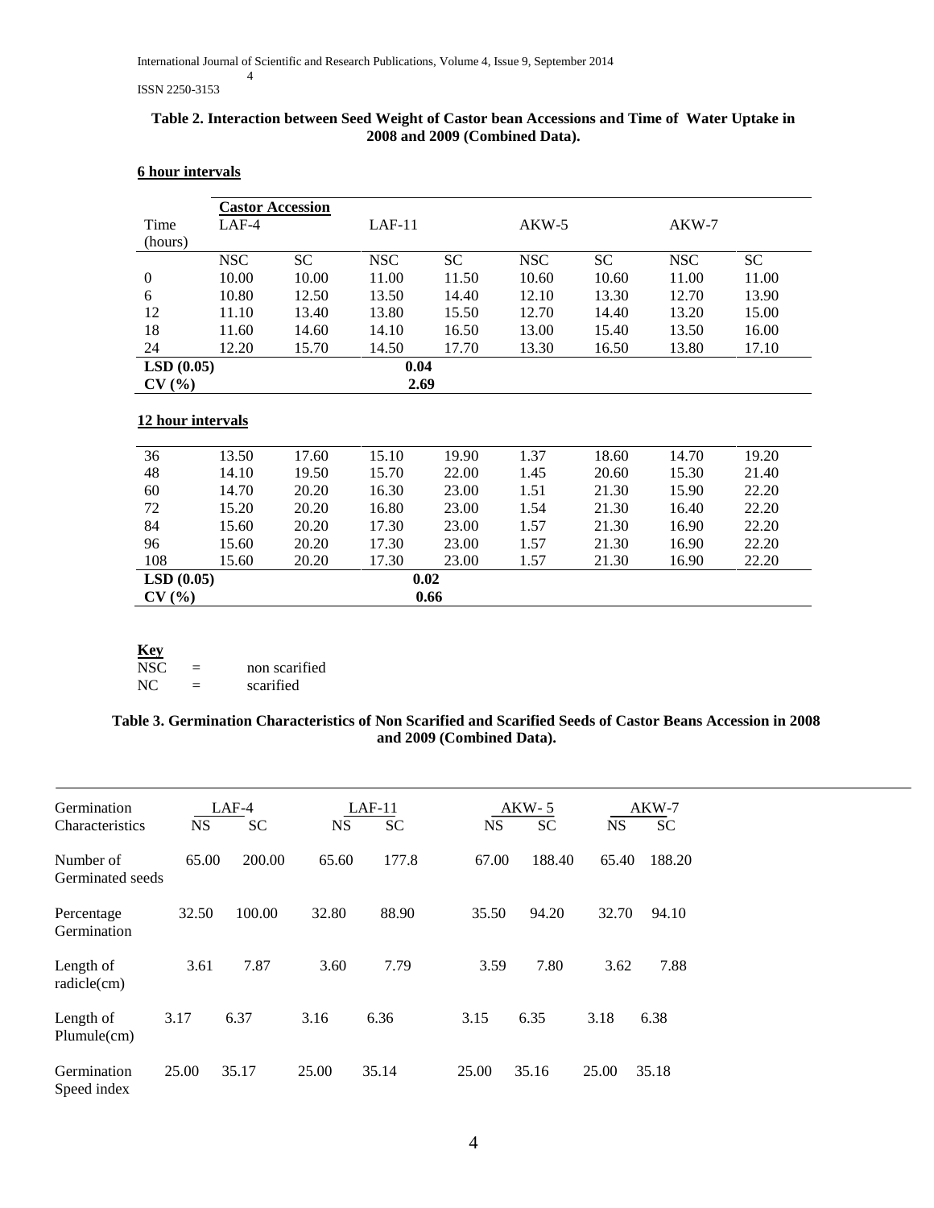**Table 2. Interaction between Seed Weight of Castor bean Accessions and Time of Water Uptake in 2008 and 2009 (Combined Data).**

**6 hour intervals**

| | Castor Accession | | | | | | | |
|---|---|---|---|---|---|---|---|---|
| Time (hours) | LAF-4 | | LAF-11 | | AKW-5 | | AKW-7 | |
| | NSC | SC | NSC | SC | NSC | SC | NSC | SC |
| 0 | 10.00 | 10.00 | 11.00 | 11.50 | 10.60 | 10.60 | 11.00 | 11.00 |
| 6 | 10.80 | 12.50 | 13.50 | 14.40 | 12.10 | 13.30 | 12.70 | 13.90 |
| 12 | 11.10 | 13.40 | 13.80 | 15.50 | 12.70 | 14.40 | 13.20 | 15.00 |
| 18 | 11.60 | 14.60 | 14.10 | 16.50 | 13.00 | 15.40 | 13.50 | 16.00 |
| 24 | 12.20 | 15.70 | 14.50 | 17.70 | 13.30 | 16.50 | 13.80 | 17.10 |
| **LSD (0.05)** | | | **0.04** | | | | | |
| **CV (%)** | | | **2.69** | | | | | |

**12 hour intervals**

| Time (hours) | LAF-4 NSC | LAF-4 SC | LAF-11 NSC | LAF-11 SC | AKW-5 NSC | AKW-5 SC | AKW-7 NSC | AKW-7 SC |
|---|---|---|---|---|---|---|---|---|
| 36 | 13.50 | 17.60 | 15.10 | 19.90 | 1.37 | 18.60 | 14.70 | 19.20 |
| 48 | 14.10 | 19.50 | 15.70 | 22.00 | 1.45 | 20.60 | 15.30 | 21.40 |
| 60 | 14.70 | 20.20 | 16.30 | 23.00 | 1.51 | 21.30 | 15.90 | 22.20 |
| 72 | 15.20 | 20.20 | 16.80 | 23.00 | 1.54 | 21.30 | 16.40 | 22.20 |
| 84 | 15.60 | 20.20 | 17.30 | 23.00 | 1.57 | 21.30 | 16.90 | 22.20 |
| 96 | 15.60 | 20.20 | 17.30 | 23.00 | 1.57 | 21.30 | 16.90 | 22.20 |
| 108 | 15.60 | 20.20 | 17.30 | 23.00 | 1.57 | 21.30 | 16.90 | 22.20 |
| **LSD (0.05)** | | | **0.02** | | | | | |
| **CV (%)** | | | **0.66** | | | | | |

**Key**

NSC = non scarified

NC = scarified

**Table 3. Germination Characteristics of Non Scarified and Scarified Seeds of Castor Beans Accession in 2008 and 2009 (Combined Data).**

| Germination Characteristics | LAF-4 | | LAF-11 | | AKW-5 | | AKW-7 | |
|---|---|---|---|---|---|---|---|---|
| | NS | SC | NS | SC | NS | SC | NS | SC |
| Number of Germinated seeds | 65.00 | 200.00 | 65.60 | 177.8 | 67.00 | 188.40 | 65.40 | 188.20 |
| Percentage Germination | 32.50 | 100.00 | 32.80 | 88.90 | 35.50 | 94.20 | 32.70 | 94.10 |
| Length of radicle(cm) | 3.61 | 7.87 | 3.60 | 7.79 | 3.59 | 7.80 | 3.62 | 7.88 |
| Length of Plumule(cm) | 3.17 | 6.37 | 3.16 | 6.36 | 3.15 | 6.35 | 3.18 | 6.38 |
| Germination Speed index | 25.00 | 35.17 | 25.00 | 35.14 | 25.00 | 35.16 | 25.00 | 35.18 |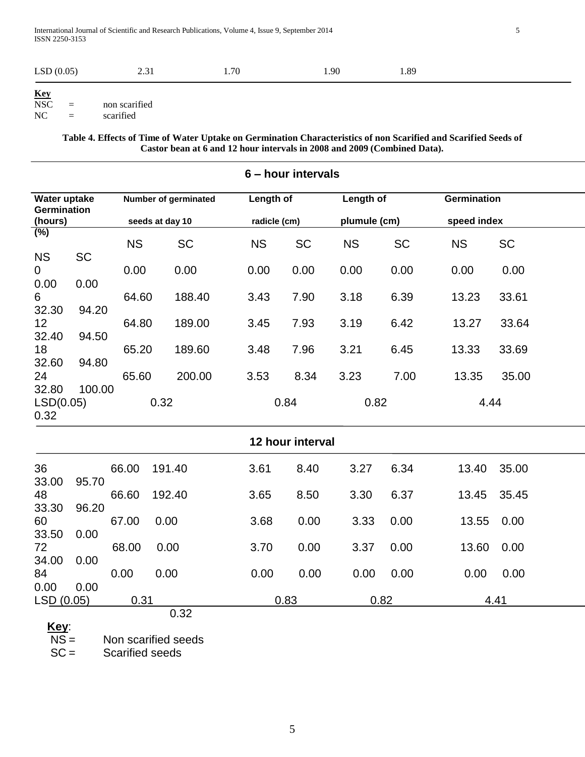| LSD (0.05) | 2.31 | 1.70 | 1.90 | 1.89 |
|---|---|---|---|---|

**Key**
NSC = non scarified
NC = scarified

**Table 4. Effects of Time of Water Uptake on Germination Characteristics of non Scarified and Scarified Seeds of Castor bean at 6 and 12 hour intervals in 2008 and 2009 (Combined Data).**

**6 – hour intervals**

| Water uptake (hours) | Number of germinated seeds at day 10 | | Length of radicle (cm) | | Length of plumule (cm) | | Germination speed index | | Germination (%) | |
|---|---|---|---|---|---|---|---|---|---|---|
| | NS | SC | NS | SC | NS | SC | NS | SC | NS | SC |
| 0 | 0.00 | 0.00 | 0.00 | 0.00 | 0.00 | 0.00 | 0.00 | 0.00 | 0.00 | 0.00 |
| 6 | 64.60 | 188.40 | 3.43 | 7.90 | 3.18 | 6.39 | 13.23 | 33.61 | 32.30 | 94.20 |
| 12 | 64.80 | 189.00 | 3.45 | 7.93 | 3.19 | 6.42 | 13.27 | 33.64 | 32.40 | 94.50 |
| 18 | 65.20 | 189.60 | 3.48 | 7.96 | 3.21 | 6.45 | 13.33 | 33.69 | 32.60 | 94.80 |
| 24 | 65.60 | 200.00 | 3.53 | 8.34 | 3.23 | 7.00 | 13.35 | 35.00 | 32.80 | 100.00 |
| LSD(0.05) | 0.32 | | 0.84 | | 0.82 | | 4.44 | | 0.32 | |

**12 hour interval**

| Water uptake (hours) | Number of germinated seeds at day 10 | | Length of radicle (cm) | | Length of plumule (cm) | | Germination speed index | | Germination (%) | |
|---|---|---|---|---|---|---|---|---|---|---|
| | NS | SC | NS | SC | NS | SC | NS | SC | NS | SC |
| 36 | 66.00 | 191.40 | 3.61 | 8.40 | 3.27 | 6.34 | 13.40 | 35.00 | 33.00 | 95.70 |
| 48 | 66.60 | 192.40 | 3.65 | 8.50 | 3.30 | 6.37 | 13.45 | 35.45 | 33.30 | 96.20 |
| 60 | 67.00 | 0.00 | 3.68 | 0.00 | 3.33 | 0.00 | 13.55 | 0.00 | 33.50 | 0.00 |
| 72 | 68.00 | 0.00 | 3.70 | 0.00 | 3.37 | 0.00 | 13.60 | 0.00 | 34.00 | 0.00 |
| 84 | 0.00 | 0.00 | 0.00 | 0.00 | 0.00 | 0.00 | 0.00 | 0.00 | 0.00 | 0.00 |
| LSD (0.05) | 0.31 | | 0.83 | | 0.82 | | 4.41 | | 0.32 | |

**Key**:
NS = Non scarified seeds
SC = Scarified seeds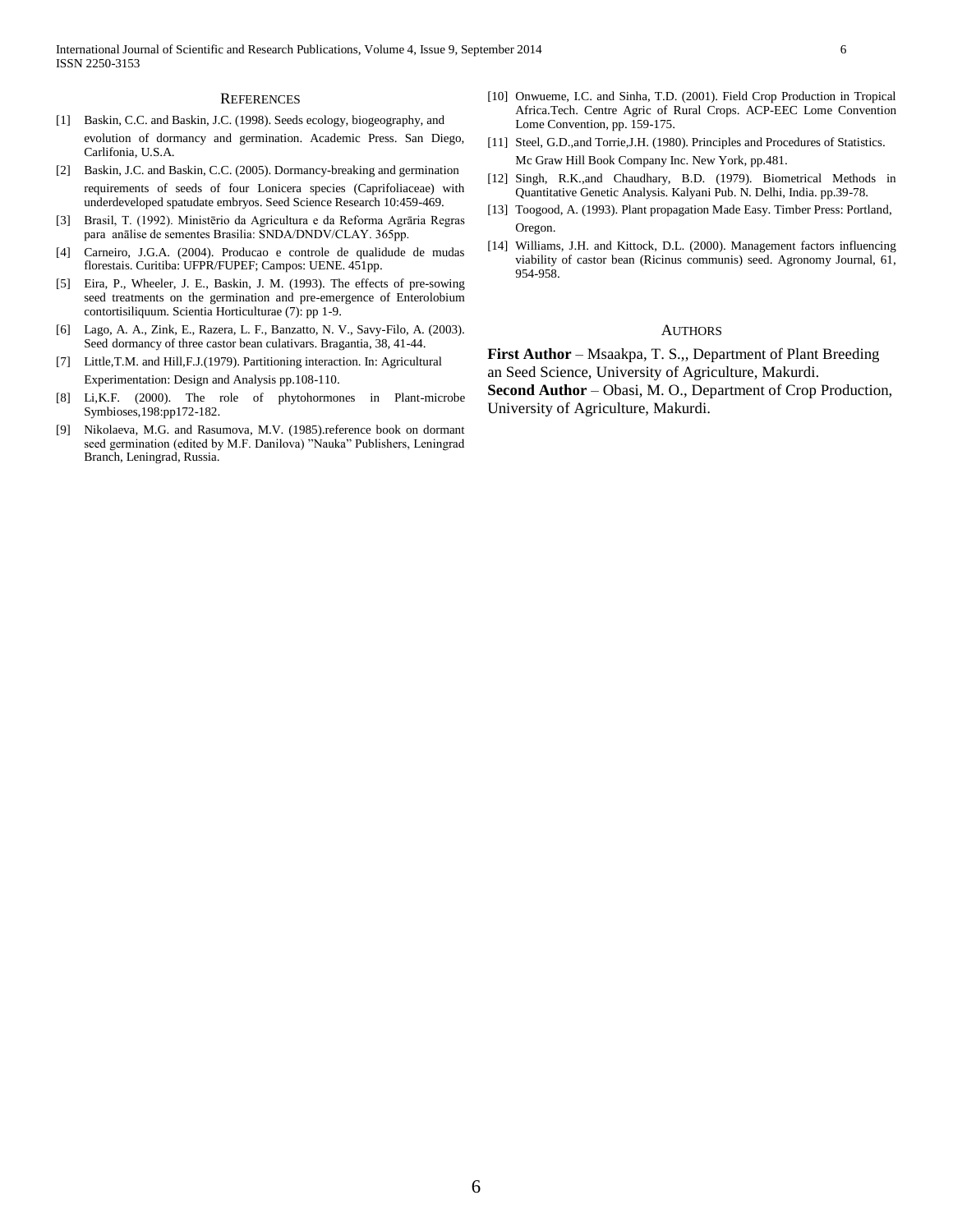## References

[1] Baskin, C.C. and Baskin, J.C. (1998). Seeds ecology, biogeography, and evolution of dormancy and germination. Academic Press. San Diego, Carlifonia, U.S.A.

[2] Baskin, J.C. and Baskin, C.C. (2005). Dormancy-breaking and germination requirements of seeds of four Lonicera species (Caprifoliaceae) with underdeveloped spatudate embryos. Seed Science Research 10:459-469.

[3] Brasil, T. (1992). Ministērio da Agricultura e da Reforma Agrāria Regras para anālise de sementes Brasilia: SNDA/DNDV/CLAY. 365pp.

[4] Carneiro, J.G.A. (2004). Producao e controle de qualidude de mudas florestais. Curitiba: UFPR/FUPEF; Campos: UENE. 451pp.

[5] Eira, P., Wheeler, J. E., Baskin, J. M. (1993). The effects of pre-sowing seed treatments on the germination and pre-emergence of Enterolobium contortisiliquum. Scientia Horticulturae (7): pp 1-9.

[6] Lago, A. A., Zink, E., Razera, L. F., Banzatto, N. V., Savy-Filo, A. (2003). Seed dormancy of three castor bean culativars. Bragantia, 38, 41-44.

[7] Little,T.M. and Hill,F.J.(1979). Partitioning interaction. In: Agricultural Experimentation: Design and Analysis pp.108-110.

[8] Li,K.F. (2000). The role of phytohormones in Plant-microbe Symbioses,198:pp172-182.

[9] Nikolaeva, M.G. and Rasumova, M.V. (1985).reference book on dormant seed germination (edited by M.F. Danilova) "Nauka" Publishers, Leningrad Branch, Leningrad, Russia.

[10] Onwueme, I.C. and Sinha, T.D. (2001). Field Crop Production in Tropical Africa.Tech. Centre Agric of Rural Crops. ACP-EEC Lome Convention Lome Convention, pp. 159-175.

[11] Steel, G.D.,and Torrie,J.H. (1980). Principles and Procedures of Statistics. Mc Graw Hill Book Company Inc. New York, pp.481.

[12] Singh, R.K.,and Chaudhary, B.D. (1979). Biometrical Methods in Quantitative Genetic Analysis. Kalyani Pub. N. Delhi, India. pp.39-78.

[13] Toogood, A. (1993). Plant propagation Made Easy. Timber Press: Portland, Oregon.

[14] Williams, J.H. and Kittock, D.L. (2000). Management factors influencing viability of castor bean (Ricinus communis) seed. Agronomy Journal, 61, 954-958.

## Authors

**First Author** – Msaakpa, T. S.,, Department of Plant Breeding an Seed Science, University of Agriculture, Makurdi.
**Second Author** – Obasi, M. O., Department of Crop Production, University of Agriculture, Makurdi.